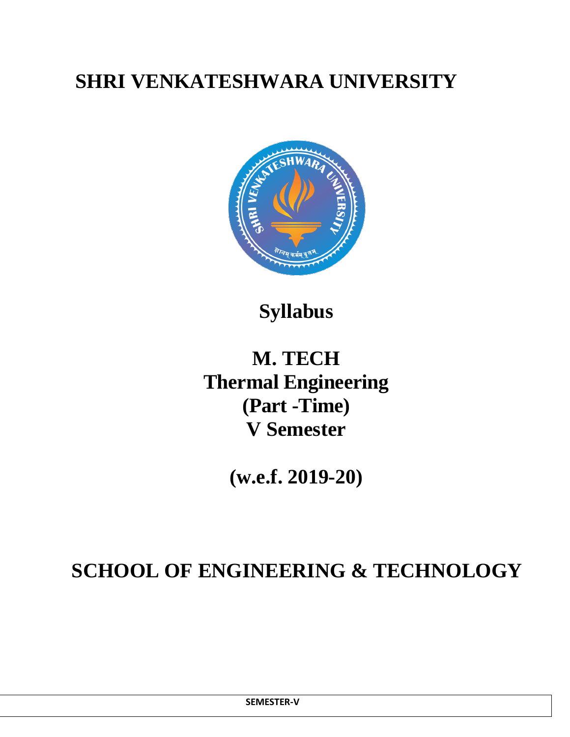# SHRI VENKATESHWARA UNIVERSITY

## Syllabus

## M. TECH
## Thermal Engineering
## (Part -Time)
## V Semester

## (w.e.f. 2019-20)

# SCHOOL OF ENGINEERING & TECHNOLOGY

| SEMESTER-V |
| --- |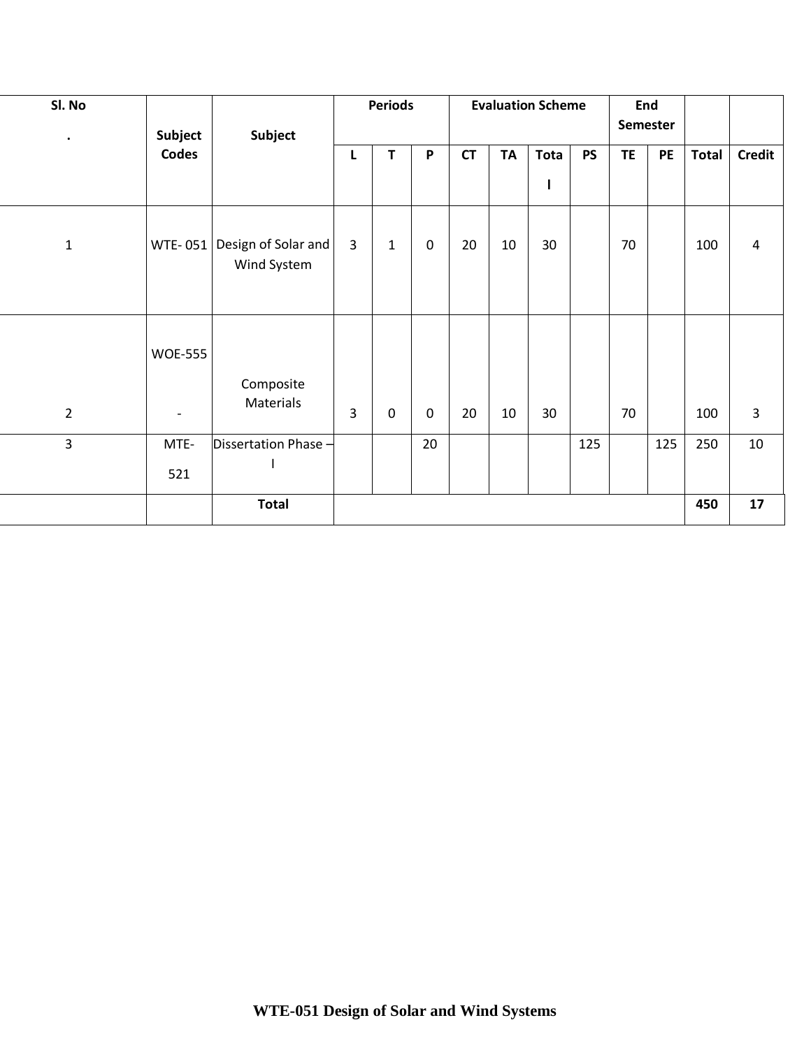| Sl. No. | Subject Codes | Subject | Periods | | | Evaluation Scheme | | | | End Semester | | Total | Credit |
|---|---|---|---|---|---|---|---|---|---|---|---|---|---|
| | | | L | T | P | CT | TA | Total | PS | TE | PE | Total | Credit |
| 1 | WTE- 051 | Design of Solar and Wind System | 3 | 1 | 0 | 20 | 10 | 30 | | 70 | | 100 | 4 |
| 2 | WOE-555 - | Composite Materials | 3 | 0 | 0 | 20 | 10 | 30 | | 70 | | 100 | 3 |
| 3 | MTE-521 | Dissertation Phase – I | | | 20 | | | | 125 | | 125 | 250 | 10 |
| | | **Total** | | | | | | | | | | **450** | **17** |

**WTE-051 Design of Solar and Wind Systems**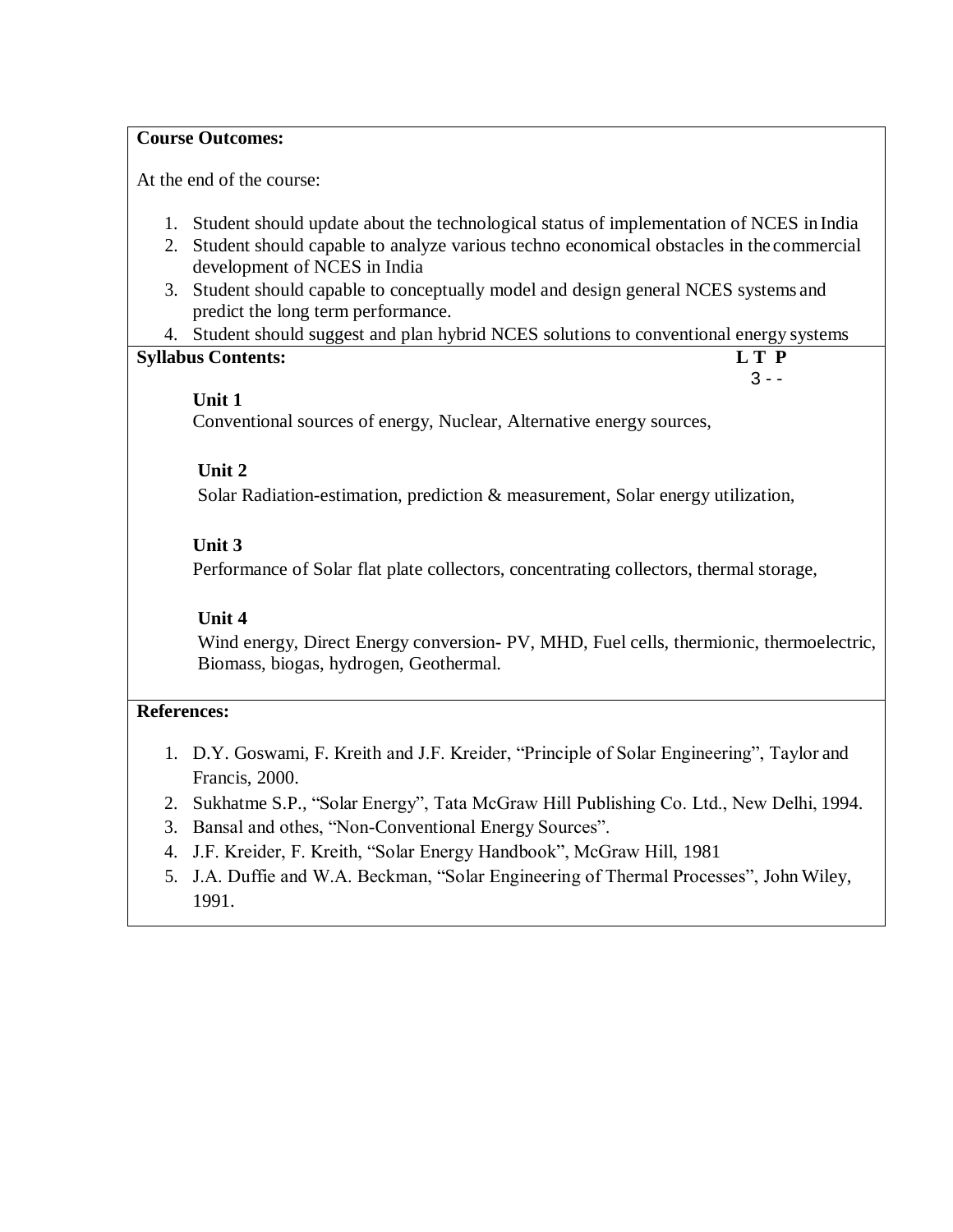**Course Outcomes:**

At the end of the course:

1. Student should update about the technological status of implementation of NCES in India
2. Student should capable to analyze various techno economical obstacles in the commercial development of NCES in India
3. Student should capable to conceptually model and design general NCES systems and predict the long term performance.
4. Student should suggest and plan hybrid NCES solutions to conventional energy systems

**Syllabus Contents:** **L T P**
3 - -

**Unit 1**
Conventional sources of energy, Nuclear, Alternative energy sources,

**Unit 2**
Solar Radiation-estimation, prediction & measurement, Solar energy utilization,

**Unit 3**
Performance of Solar flat plate collectors, concentrating collectors, thermal storage,

**Unit 4**
Wind energy, Direct Energy conversion- PV, MHD, Fuel cells, thermionic, thermoelectric, Biomass, biogas, hydrogen, Geothermal.

**References:**

1. D.Y. Goswami, F. Kreith and J.F. Kreider, "Principle of Solar Engineering", Taylor and Francis, 2000.
2. Sukhatme S.P., "Solar Energy", Tata McGraw Hill Publishing Co. Ltd., New Delhi, 1994.
3. Bansal and othes, "Non-Conventional Energy Sources".
4. J.F. Kreider, F. Kreith, "Solar Energy Handbook", McGraw Hill, 1981
5. J.A. Duffie and W.A. Beckman, "Solar Engineering of Thermal Processes", John Wiley, 1991.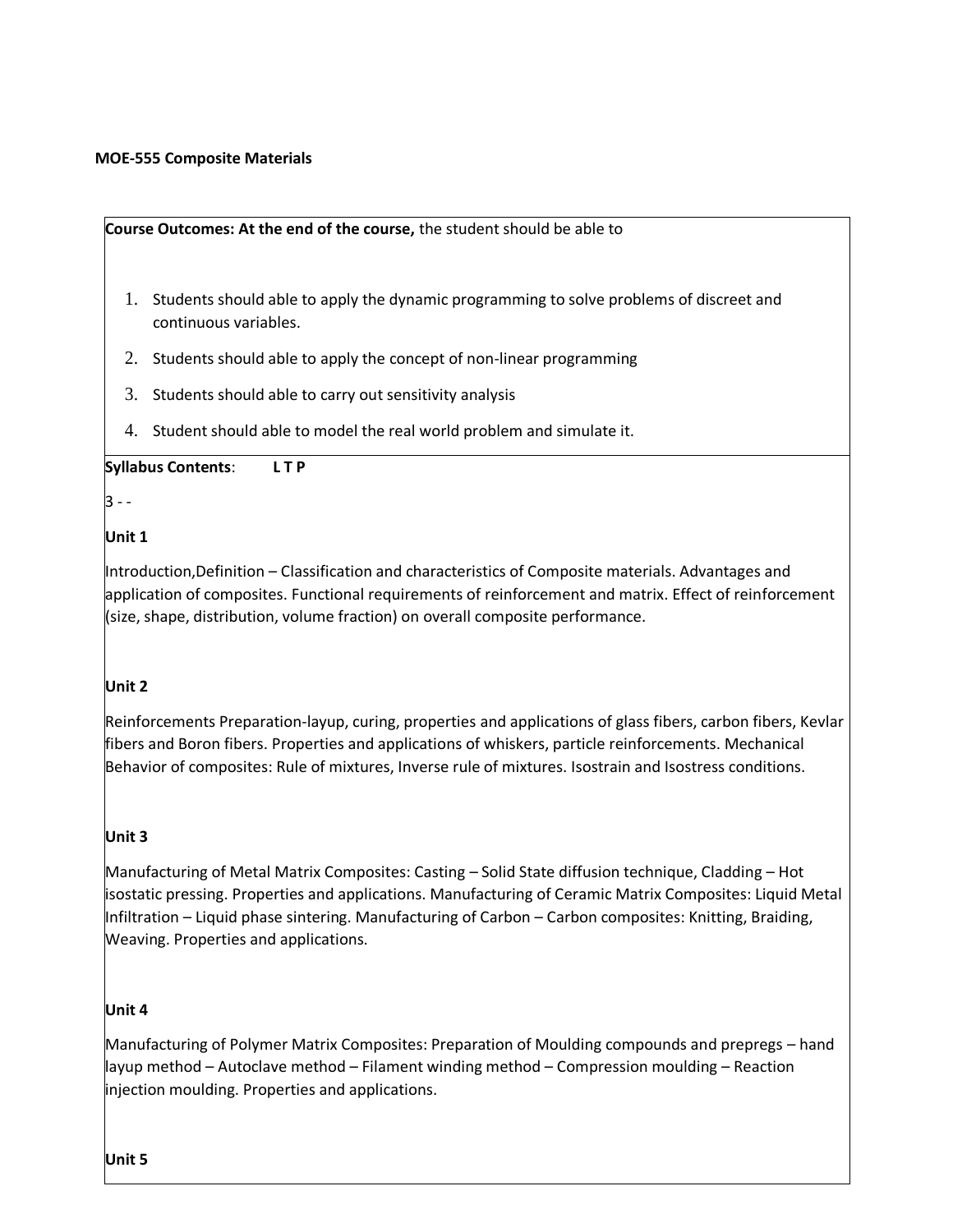**MOE-555 Composite Materials**

**Course Outcomes: At the end of the course,** the student should be able to

1. Students should able to apply the dynamic programming to solve problems of discreet and continuous variables.
2. Students should able to apply the concept of non-linear programming
3. Students should able to carry out sensitivity analysis
4. Student should able to model the real world problem and simulate it.

**Syllabus Contents**: **L T P**

3 - -

**Unit 1**

Introduction,Definition – Classification and characteristics of Composite materials. Advantages and application of composites. Functional requirements of reinforcement and matrix. Effect of reinforcement (size, shape, distribution, volume fraction) on overall composite performance.

**Unit 2**

Reinforcements Preparation-layup, curing, properties and applications of glass fibers, carbon fibers, Kevlar fibers and Boron fibers. Properties and applications of whiskers, particle reinforcements. Mechanical Behavior of composites: Rule of mixtures, Inverse rule of mixtures. Isostrain and Isostress conditions.

**Unit 3**

Manufacturing of Metal Matrix Composites: Casting – Solid State diffusion technique, Cladding – Hot isostatic pressing. Properties and applications. Manufacturing of Ceramic Matrix Composites: Liquid Metal Infiltration – Liquid phase sintering. Manufacturing of Carbon – Carbon composites: Knitting, Braiding, Weaving. Properties and applications.

**Unit 4**

Manufacturing of Polymer Matrix Composites: Preparation of Moulding compounds and prepregs – hand layup method – Autoclave method – Filament winding method – Compression moulding – Reaction injection moulding. Properties and applications.

**Unit 5**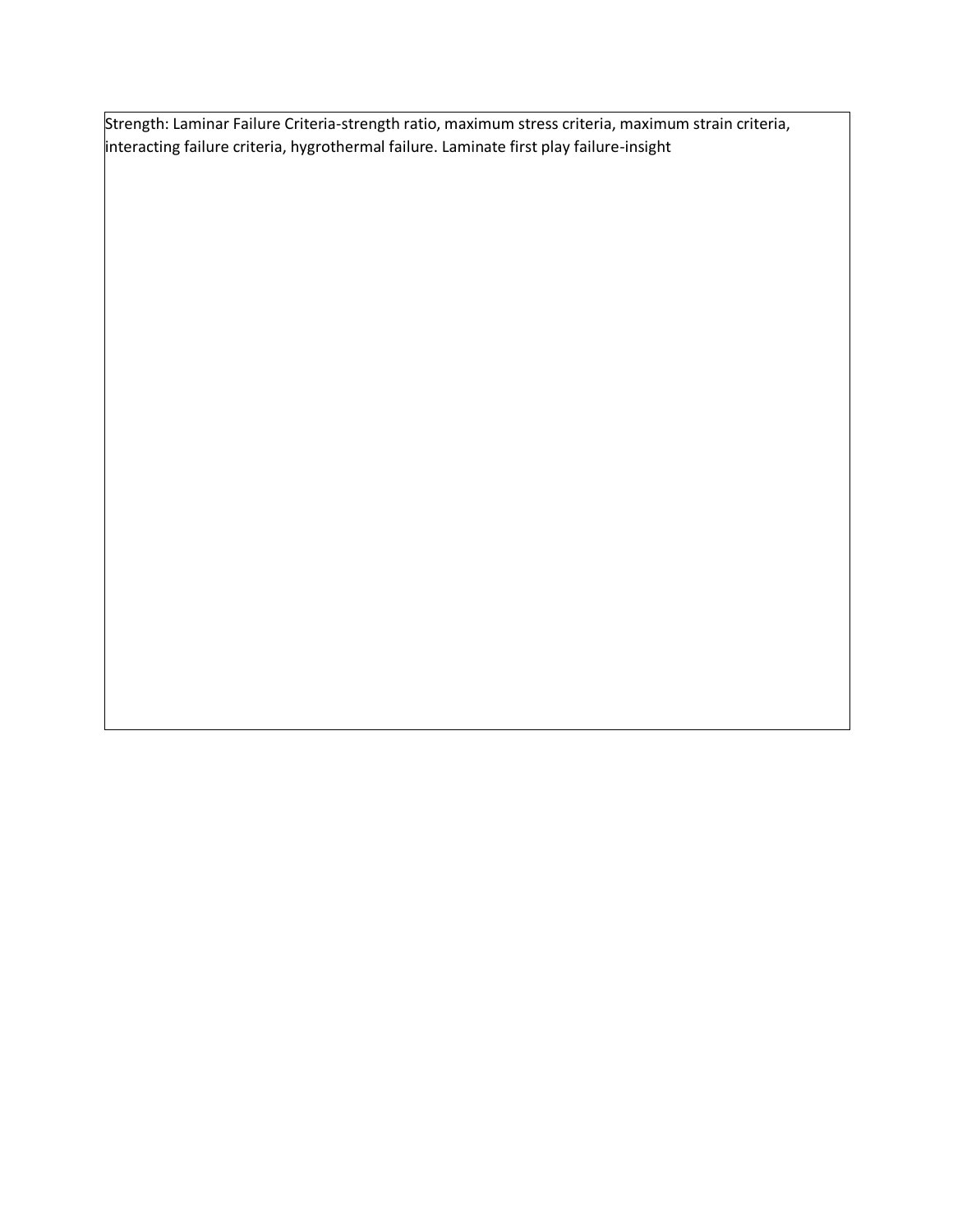Strength: Laminar Failure Criteria-strength ratio, maximum stress criteria, maximum strain criteria, interacting failure criteria, hygrothermal failure. Laminate first play failure-insight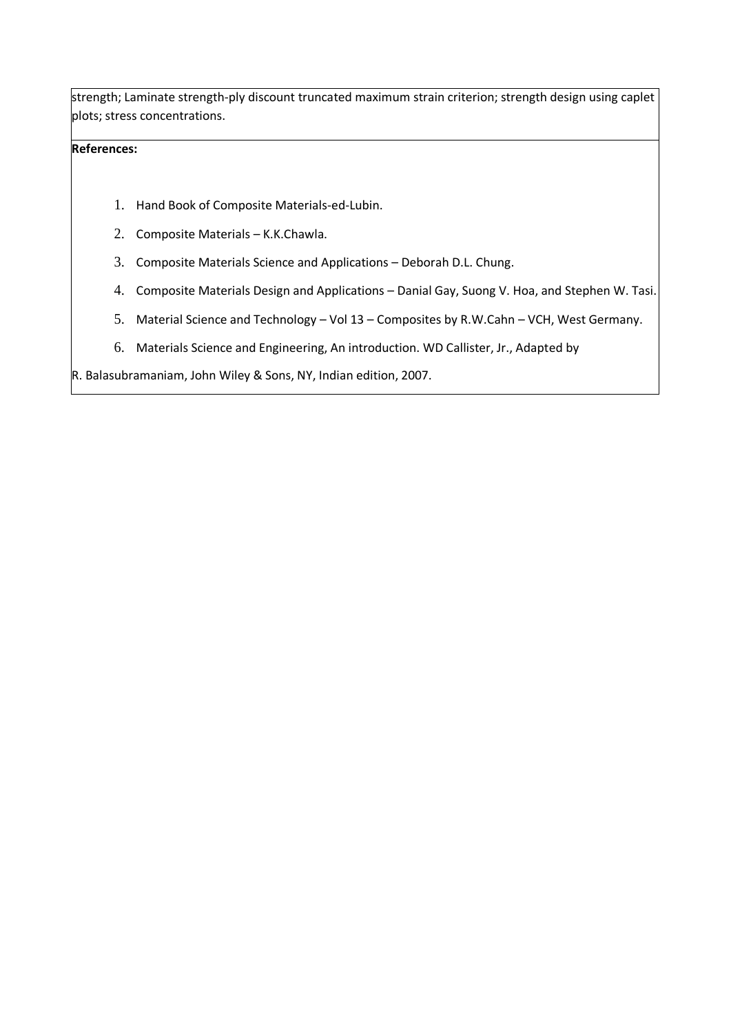strength; Laminate strength-ply discount truncated maximum strain criterion; strength design using caplet plots; stress concentrations.

**References:**

1. Hand Book of Composite Materials-ed-Lubin.
2. Composite Materials – K.K.Chawla.
3. Composite Materials Science and Applications – Deborah D.L. Chung.
4. Composite Materials Design and Applications – Danial Gay, Suong V. Hoa, and Stephen W. Tasi.
5. Material Science and Technology – Vol 13 – Composites by R.W.Cahn – VCH, West Germany.
6. Materials Science and Engineering, An introduction. WD Callister, Jr., Adapted by

R. Balasubramaniam, John Wiley & Sons, NY, Indian edition, 2007.